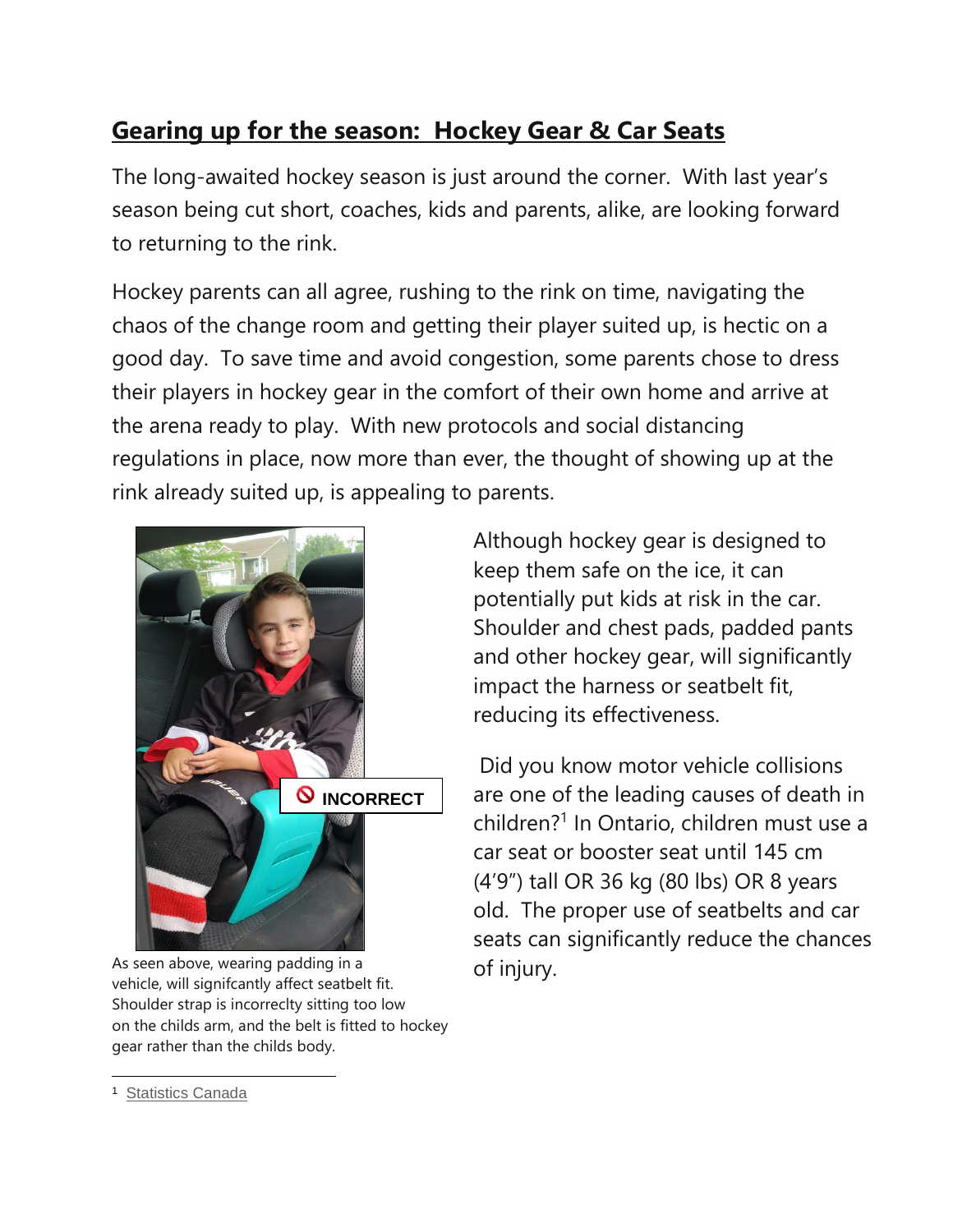## Gearing up for the season: Hockey Gear & Car Seats

The long-awaited hockey season is just around the corner. With last year's season being cut short, coaches, kids and parents, alike, are looking forward to returning to the rink.

Hockey parents can all agree, rushing to the rink on time, navigating the chaos of the change room and getting their player suited up, is hectic on a good day. To save time and avoid congestion, some parents chose to dress their players in hockey gear in the comfort of their own home and arrive at the arena ready to play. With new protocols and social distancing regulations in place, now more than ever, the thought of showing up at the rink already suited up, is appealing to parents.

As seen above, wearing padding in a vehicle, will signifcantly affect seatbelt fit. Shoulder strap is incorreclty sitting too low on the childs arm, and the belt is fitted to hockey gear rather than the childs body.

Although hockey gear is designed to keep them safe on the ice, it can potentially put kids at risk in the car. Shoulder and chest pads, padded pants and other hockey gear, will significantly impact the harness or seatbelt fit, reducing its effectiveness.

Did you know motor vehicle collisions are one of the leading causes of death in children?[1] In Ontario, children must use a car seat or booster seat until 145 cm (4'9") tall OR 36 kg (80 lbs) OR 8 years old. The proper use of seatbelts and car seats can significantly reduce the chances of injury.

[1] Statistics Canada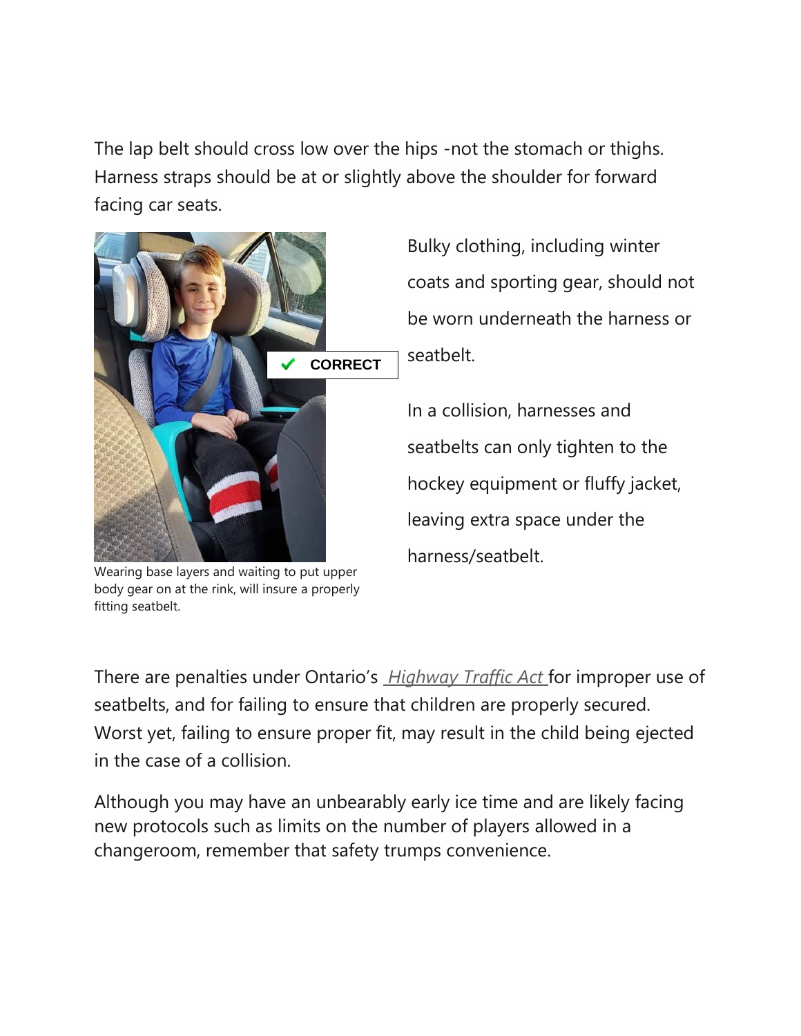The lap belt should cross low over the hips -not the stomach or thighs. Harness straps should be at or slightly above the shoulder for forward facing car seats.

Bulky clothing, including winter coats and sporting gear, should not be worn underneath the harness or seatbelt.

In a collision, harnesses and seatbelts can only tighten to the hockey equipment or fluffy jacket, leaving extra space under the harness/seatbelt.

✔ CORRECT

Wearing base layers and waiting to put upper body gear on at the rink, will insure a properly fitting seatbelt.

There are penalties under Ontario's *Highway Traffic Act* for improper use of seatbelts, and for failing to ensure that children are properly secured. Worst yet, failing to ensure proper fit, may result in the child being ejected in the case of a collision.

Although you may have an unbearably early ice time and are likely facing new protocols such as limits on the number of players allowed in a changeroom, remember that safety trumps convenience.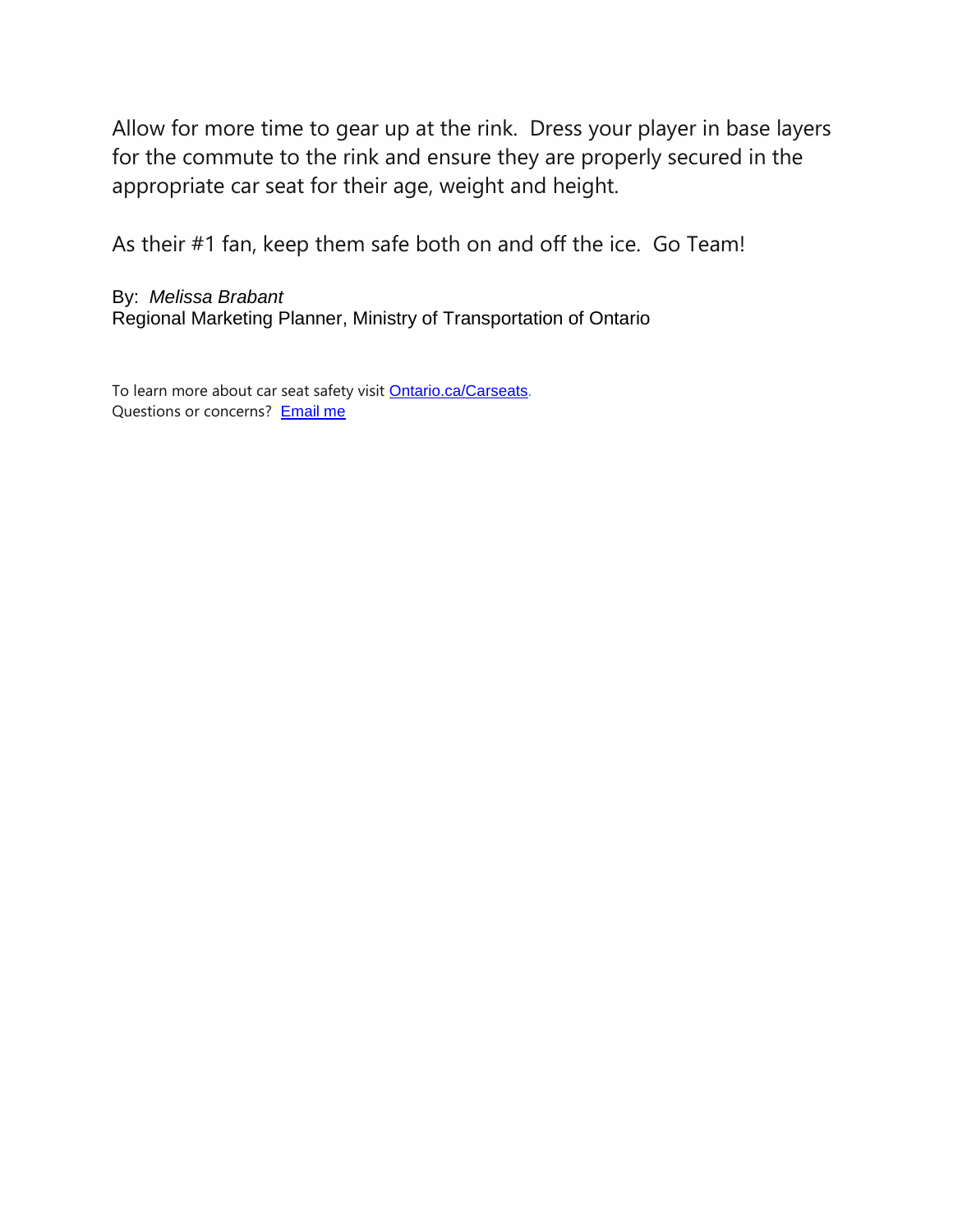Allow for more time to gear up at the rink. Dress your player in base layers for the commute to the rink and ensure they are properly secured in the appropriate car seat for their age, weight and height.

As their #1 fan, keep them safe both on and off the ice. Go Team!

By: *Melissa Brabant*
Regional Marketing Planner, Ministry of Transportation of Ontario

To learn more about car seat safety visit Ontario.ca/Carseats.
Questions or concerns? Email me